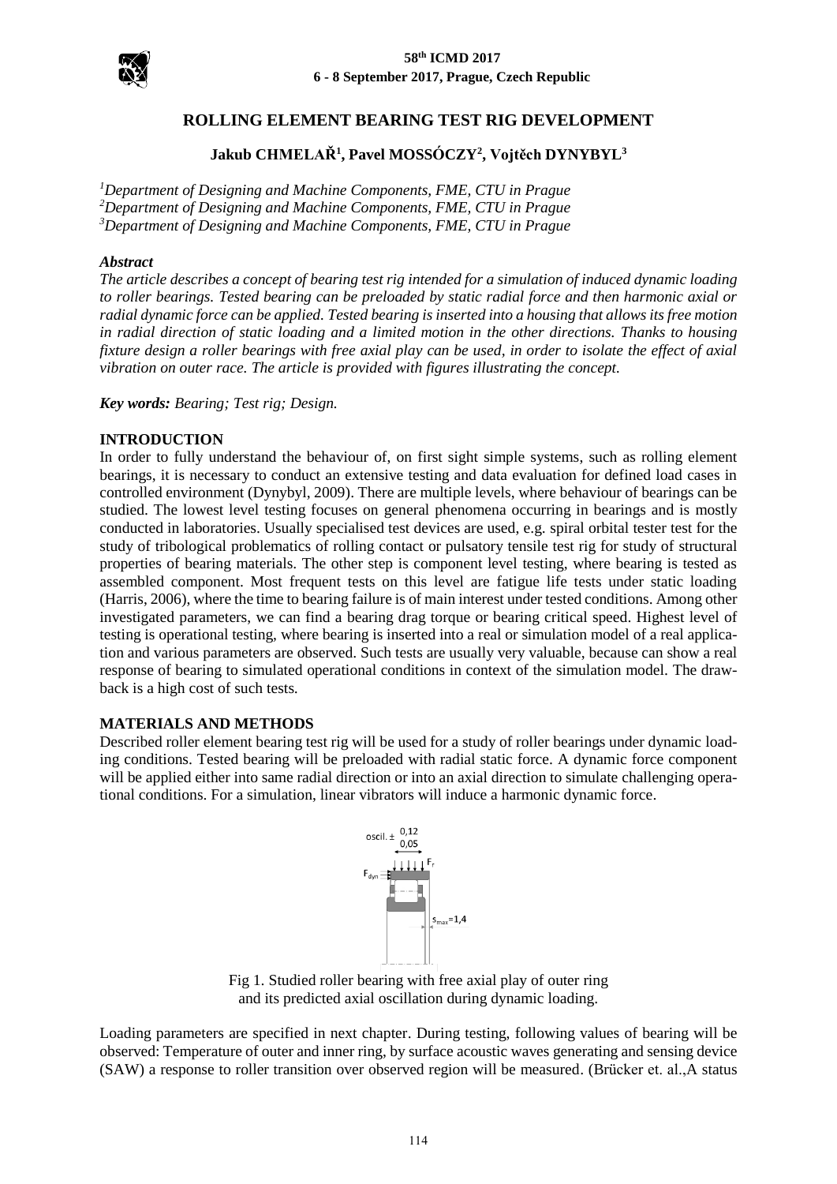# ROLLING ELEMENT BEARING TEST RIG DEVELOPMENT

**Jakub CHMELAŘ[1], Pavel MOSSÓCZY[2], Vojtěch DYNYBYL[3]**

*[1]Department of Designing and Machine Components, FME, CTU in Prague*
*[2]Department of Designing and Machine Components, FME, CTU in Prague*
*[3]Department of Designing and Machine Components, FME, CTU in Prague*

***Abstract***

*The article describes a concept of bearing test rig intended for a simulation of induced dynamic loading to roller bearings. Tested bearing can be preloaded by static radial force and then harmonic axial or radial dynamic force can be applied. Tested bearing is inserted into a housing that allows its free motion in radial direction of static loading and a limited motion in the other directions. Thanks to housing fixture design a roller bearings with free axial play can be used, in order to isolate the effect of axial vibration on outer race. The article is provided with figures illustrating the concept.*

***Key words:*** *Bearing; Test rig; Design.*

## INTRODUCTION

In order to fully understand the behaviour of, on first sight simple systems, such as rolling element bearings, it is necessary to conduct an extensive testing and data evaluation for defined load cases in controlled environment (Dynybyl, 2009). There are multiple levels, where behaviour of bearings can be studied. The lowest level testing focuses on general phenomena occurring in bearings and is mostly conducted in laboratories. Usually specialised test devices are used, e.g. spiral orbital tester test for the study of tribological problematics of rolling contact or pulsatory tensile test rig for study of structural properties of bearing materials. The other step is component level testing, where bearing is tested as assembled component. Most frequent tests on this level are fatigue life tests under static loading (Harris, 2006), where the time to bearing failure is of main interest under tested conditions. Among other investigated parameters, we can find a bearing drag torque or bearing critical speed. Highest level of testing is operational testing, where bearing is inserted into a real or simulation model of a real application and various parameters are observed. Such tests are usually very valuable, because can show a real response of bearing to simulated operational conditions in context of the simulation model. The drawback is a high cost of such tests.

## MATERIALS AND METHODS

Described roller element bearing test rig will be used for a study of roller bearings under dynamic loading conditions. Tested bearing will be preloaded with radial static force. A dynamic force component will be applied either into same radial direction or into an axial direction to simulate challenging operational conditions. For a simulation, linear vibrators will induce a harmonic dynamic force.

oscil. ± 0,12
0,05
$F_r$
$F_{dyn}$
$s_{max}$=1,4

Fig 1. Studied roller bearing with free axial play of outer ring and its predicted axial oscillation during dynamic loading.

Loading parameters are specified in next chapter. During testing, following values of bearing will be observed: Temperature of outer and inner ring, by surface acoustic waves generating and sensing device (SAW) a response to roller transition over observed region will be measured. (Brücker et. al.,A status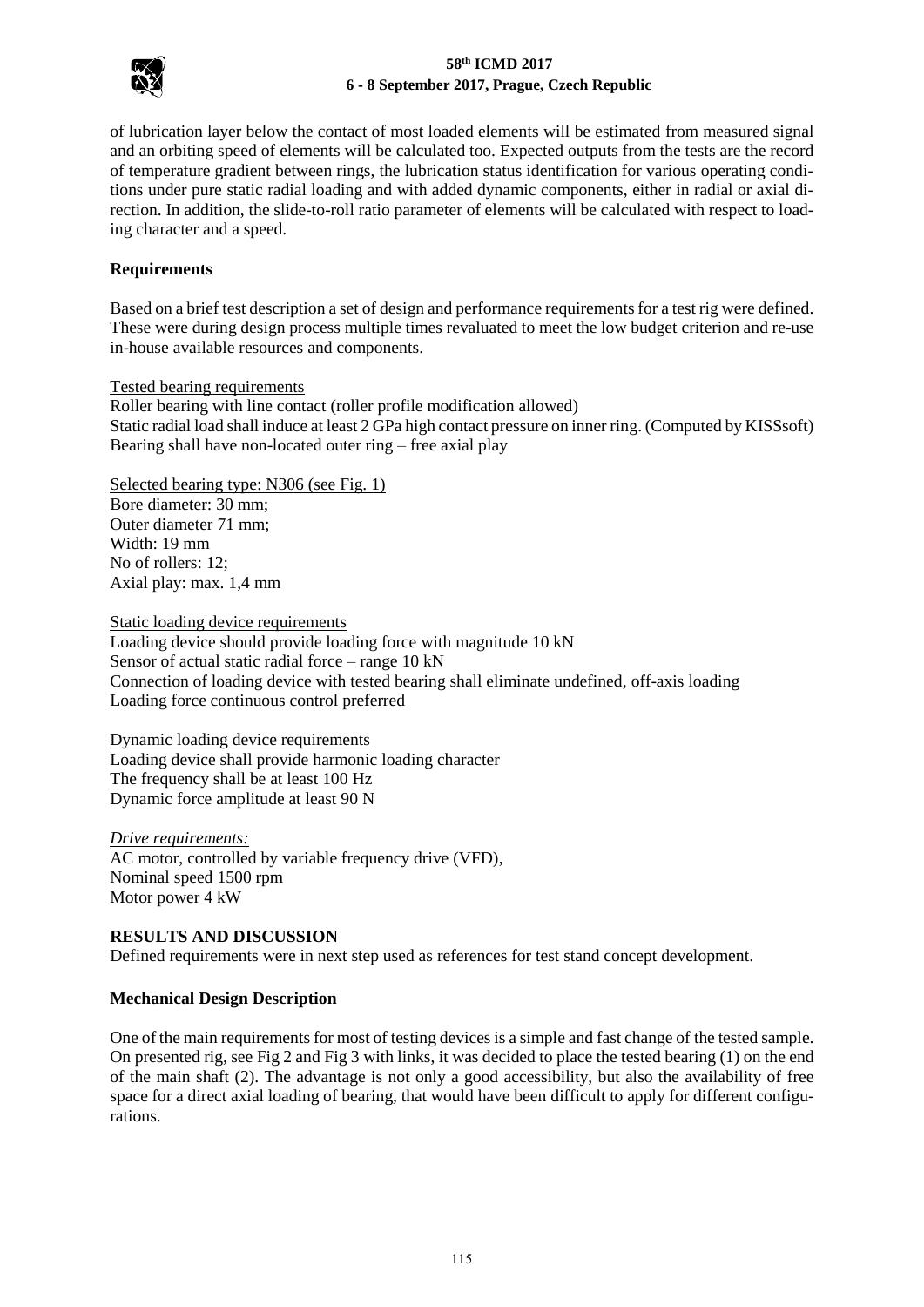of lubrication layer below the contact of most loaded elements will be estimated from measured signal and an orbiting speed of elements will be calculated too. Expected outputs from the tests are the record of temperature gradient between rings, the lubrication status identification for various operating conditions under pure static radial loading and with added dynamic components, either in radial or axial direction. In addition, the slide-to-roll ratio parameter of elements will be calculated with respect to loading character and a speed.

**Requirements**

Based on a brief test description a set of design and performance requirements for a test rig were defined. These were during design process multiple times revaluated to meet the low budget criterion and re-use in-house available resources and components.

Tested bearing requirements
Roller bearing with line contact (roller profile modification allowed)
Static radial load shall induce at least 2 GPa high contact pressure on inner ring. (Computed by KISSsoft)
Bearing shall have non-located outer ring – free axial play

Selected bearing type: N306 (see Fig. 1)
Bore diameter: 30 mm;
Outer diameter 71 mm;
Width: 19 mm
No of rollers: 12;
Axial play: max. 1,4 mm

Static loading device requirements
Loading device should provide loading force with magnitude 10 kN
Sensor of actual static radial force – range 10 kN
Connection of loading device with tested bearing shall eliminate undefined, off-axis loading
Loading force continuous control preferred

Dynamic loading device requirements
Loading device shall provide harmonic loading character
The frequency shall be at least 100 Hz
Dynamic force amplitude at least 90 N

*Drive requirements:*
AC motor, controlled by variable frequency drive (VFD),
Nominal speed 1500 rpm
Motor power 4 kW

**RESULTS AND DISCUSSION**

Defined requirements were in next step used as references for test stand concept development.

**Mechanical Design Description**

One of the main requirements for most of testing devices is a simple and fast change of the tested sample. On presented rig, see Fig 2 and Fig 3 with links, it was decided to place the tested bearing (1) on the end of the main shaft (2). The advantage is not only a good accessibility, but also the availability of free space for a direct axial loading of bearing, that would have been difficult to apply for different configurations.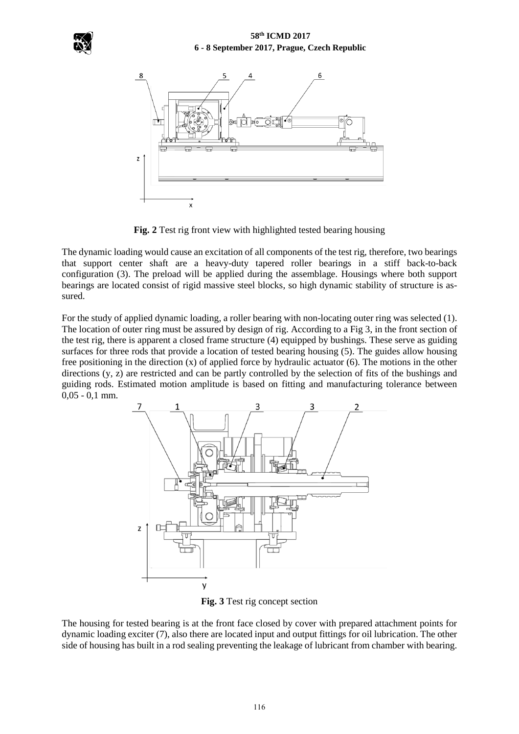8 5 4 6

z

x

**Fig. 2** Test rig front view with highlighted tested bearing housing

The dynamic loading would cause an excitation of all components of the test rig, therefore, two bearings that support center shaft are a heavy-duty tapered roller bearings in a stiff back-to-back configuration (3). The preload will be applied during the assemblage. Housings where both support bearings are located consist of rigid massive steel blocks, so high dynamic stability of structure is assured.

For the study of applied dynamic loading, a roller bearing with non-locating outer ring was selected (1). The location of outer ring must be assured by design of rig. According to a Fig 3, in the front section of the test rig, there is apparent a closed frame structure (4) equipped by bushings. These serve as guiding surfaces for three rods that provide a location of tested bearing housing (5). The guides allow housing free positioning in the direction (x) of applied force by hydraulic actuator (6). The motions in the other directions (y, z) are restricted and can be partly controlled by the selection of fits of the bushings and guiding rods. Estimated motion amplitude is based on fitting and manufacturing tolerance between 0,05 - 0,1 mm.

7 1 3 3 2

z

y

**Fig. 3** Test rig concept section

The housing for tested bearing is at the front face closed by cover with prepared attachment points for dynamic loading exciter (7), also there are located input and output fittings for oil lubrication. The other side of housing has built in a rod sealing preventing the leakage of lubricant from chamber with bearing.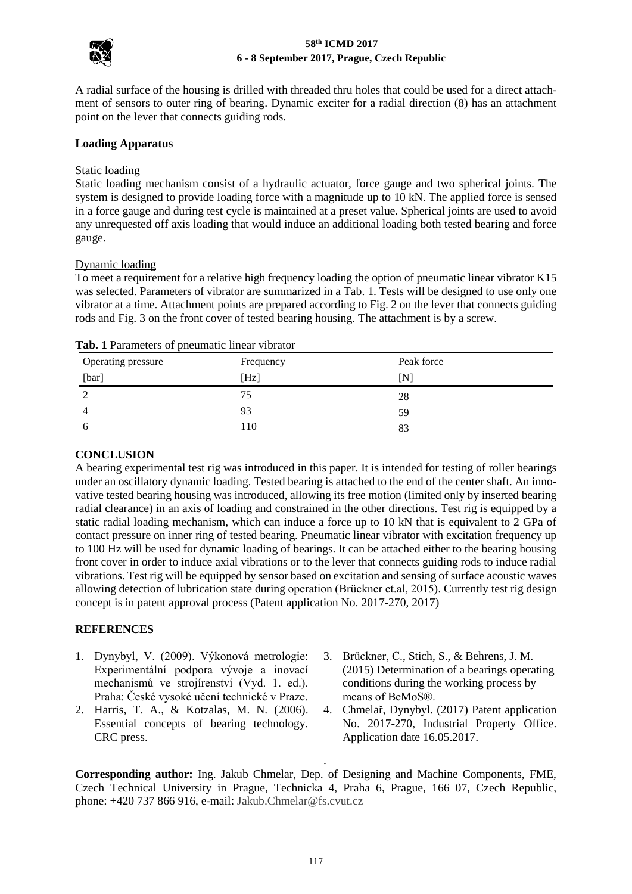A radial surface of the housing is drilled with threaded thru holes that could be used for a direct attachment of sensors to outer ring of bearing. Dynamic exciter for a radial direction (8) has an attachment point on the lever that connects guiding rods.

**Loading Apparatus**

Static loading

Static loading mechanism consist of a hydraulic actuator, force gauge and two spherical joints. The system is designed to provide loading force with a magnitude up to 10 kN. The applied force is sensed in a force gauge and during test cycle is maintained at a preset value. Spherical joints are used to avoid any unrequested off axis loading that would induce an additional loading both tested bearing and force gauge.

Dynamic loading

To meet a requirement for a relative high frequency loading the option of pneumatic linear vibrator K15 was selected. Parameters of vibrator are summarized in a Tab. 1. Tests will be designed to use only one vibrator at a time. Attachment points are prepared according to Fig. 2 on the lever that connects guiding rods and Fig. 3 on the front cover of tested bearing housing. The attachment is by a screw.

**Tab. 1** Parameters of pneumatic linear vibrator

| Operating pressure [bar] | Frequency [Hz] | Peak force [N] |
|---|---|---|
| 2 | 75 | 28 |
| 4 | 93 | 59 |
| 6 | 110 | 83 |

## CONCLUSION

A bearing experimental test rig was introduced in this paper. It is intended for testing of roller bearings under an oscillatory dynamic loading. Tested bearing is attached to the end of the center shaft. An innovative tested bearing housing was introduced, allowing its free motion (limited only by inserted bearing radial clearance) in an axis of loading and constrained in the other directions. Test rig is equipped by a static radial loading mechanism, which can induce a force up to 10 kN that is equivalent to 2 GPa of contact pressure on inner ring of tested bearing. Pneumatic linear vibrator with excitation frequency up to 100 Hz will be used for dynamic loading of bearings. It can be attached either to the bearing housing front cover in order to induce axial vibrations or to the lever that connects guiding rods to induce radial vibrations. Test rig will be equipped by sensor based on excitation and sensing of surface acoustic waves allowing detection of lubrication state during operation (Brückner et.al, 2015). Currently test rig design concept is in patent approval process (Patent application No. 2017-270, 2017)

## REFERENCES

1. Dynybyl, V. (2009). Výkonová metrologie: Experimentální podpora vývoje a inovací mechanismů ve strojírenství (Vyd. 1. ed.). Praha: České vysoké učení technické v Praze.
2. Harris, T. A., & Kotzalas, M. N. (2006). Essential concepts of bearing technology. CRC press.
3. Brückner, C., Stich, S., & Behrens, J. M. (2015) Determination of a bearings operating conditions during the working process by means of BeMoS®.
4. Chmelař, Dynybyl. (2017) Patent application No. 2017-270, Industrial Property Office. Application date 16.05.2017.

**Corresponding author:** Ing. Jakub Chmelar, Dep. of Designing and Machine Components, FME, Czech Technical University in Prague, Technicka 4, Praha 6, Prague, 166 07, Czech Republic, phone: +420 737 866 916, e-mail: Jakub.Chmelar@fs.cvut.cz